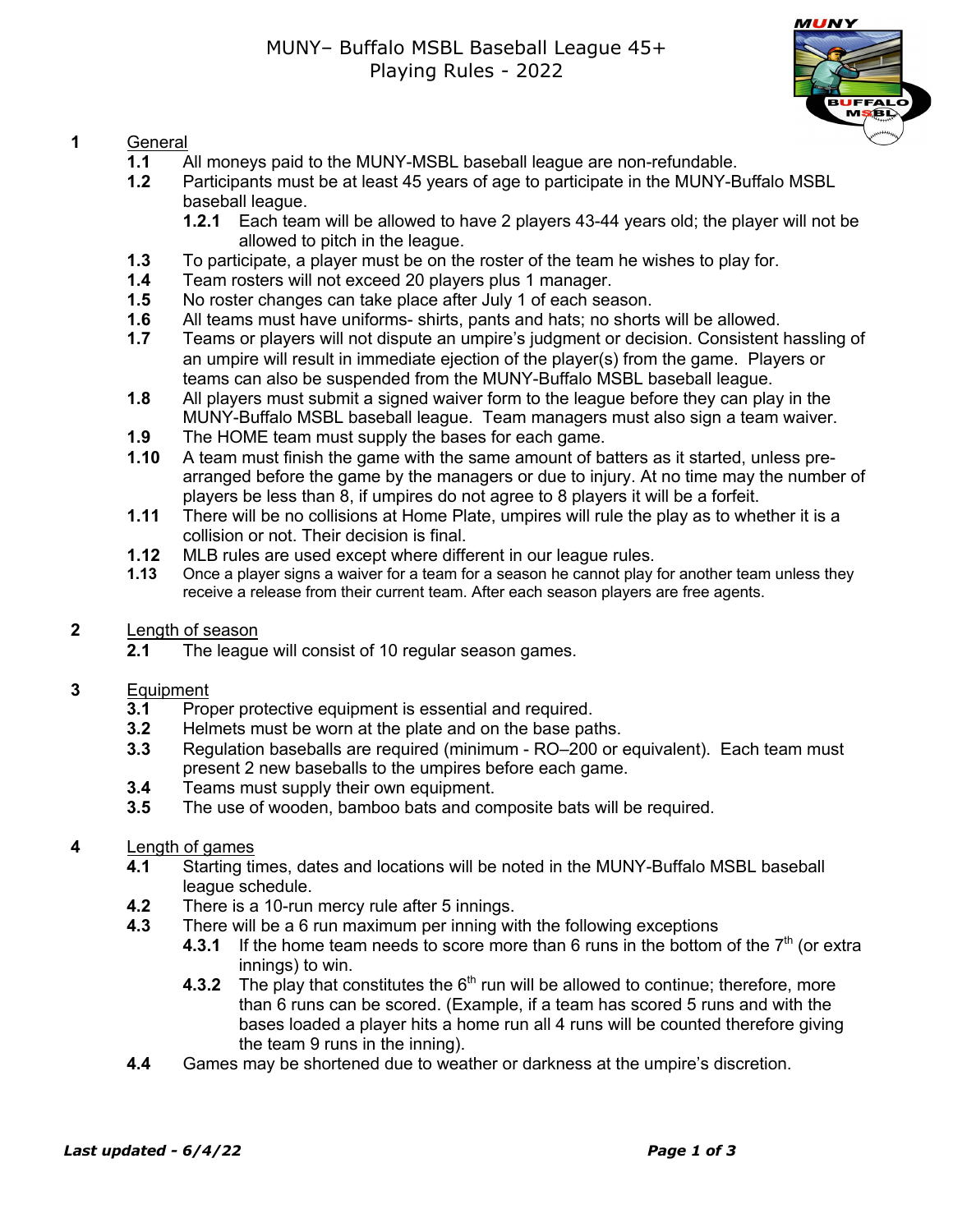# MUNY– Buffalo MSBL Baseball League 45+
# Playing Rules - 2022

## 1 General

**1.1** All moneys paid to the MUNY-MSBL baseball league are non-refundable.

**1.2** Participants must be at least 45 years of age to participate in the MUNY-Buffalo MSBL baseball league.

- **1.2.1** Each team will be allowed to have 2 players 43-44 years old; the player will not be allowed to pitch in the league.

**1.3** To participate, a player must be on the roster of the team he wishes to play for.

**1.4** Team rosters will not exceed 20 players plus 1 manager.

**1.5** No roster changes can take place after July 1 of each season.

**1.6** All teams must have uniforms- shirts, pants and hats; no shorts will be allowed.

**1.7** Teams or players will not dispute an umpire's judgment or decision. Consistent hassling of an umpire will result in immediate ejection of the player(s) from the game. Players or teams can also be suspended from the MUNY-Buffalo MSBL baseball league.

**1.8** All players must submit a signed waiver form to the league before they can play in the MUNY-Buffalo MSBL baseball league. Team managers must also sign a team waiver.

**1.9** The HOME team must supply the bases for each game.

**1.10** A team must finish the game with the same amount of batters as it started, unless pre-arranged before the game by the managers or due to injury. At no time may the number of players be less than 8, if umpires do not agree to 8 players it will be a forfeit.

**1.11** There will be no collisions at Home Plate, umpires will rule the play as to whether it is a collision or not. Their decision is final.

**1.12** MLB rules are used except where different in our league rules.

**1.13** Once a player signs a waiver for a team for a season he cannot play for another team unless they receive a release from their current team. After each season players are free agents.

## 2 Length of season

**2.1** The league will consist of 10 regular season games.

## 3 Equipment

**3.1** Proper protective equipment is essential and required.

**3.2** Helmets must be worn at the plate and on the base paths.

**3.3** Regulation baseballs are required (minimum - RO–200 or equivalent). Each team must present 2 new baseballs to the umpires before each game.

**3.4** Teams must supply their own equipment.

**3.5** The use of wooden, bamboo bats and composite bats will be required.

## 4 Length of games

**4.1** Starting times, dates and locations will be noted in the MUNY-Buffalo MSBL baseball league schedule.

**4.2** There is a 10-run mercy rule after 5 innings.

**4.3** There will be a 6 run maximum per inning with the following exceptions

- **4.3.1** If the home team needs to score more than 6 runs in the bottom of the 7th (or extra innings) to win.
- **4.3.2** The play that constitutes the 6th run will be allowed to continue; therefore, more than 6 runs can be scored. (Example, if a team has scored 5 runs and with the bases loaded a player hits a home run all 4 runs will be counted therefore giving the team 9 runs in the inning).

**4.4** Games may be shortened due to weather or darkness at the umpire's discretion.

***Last updated - 6/4/22***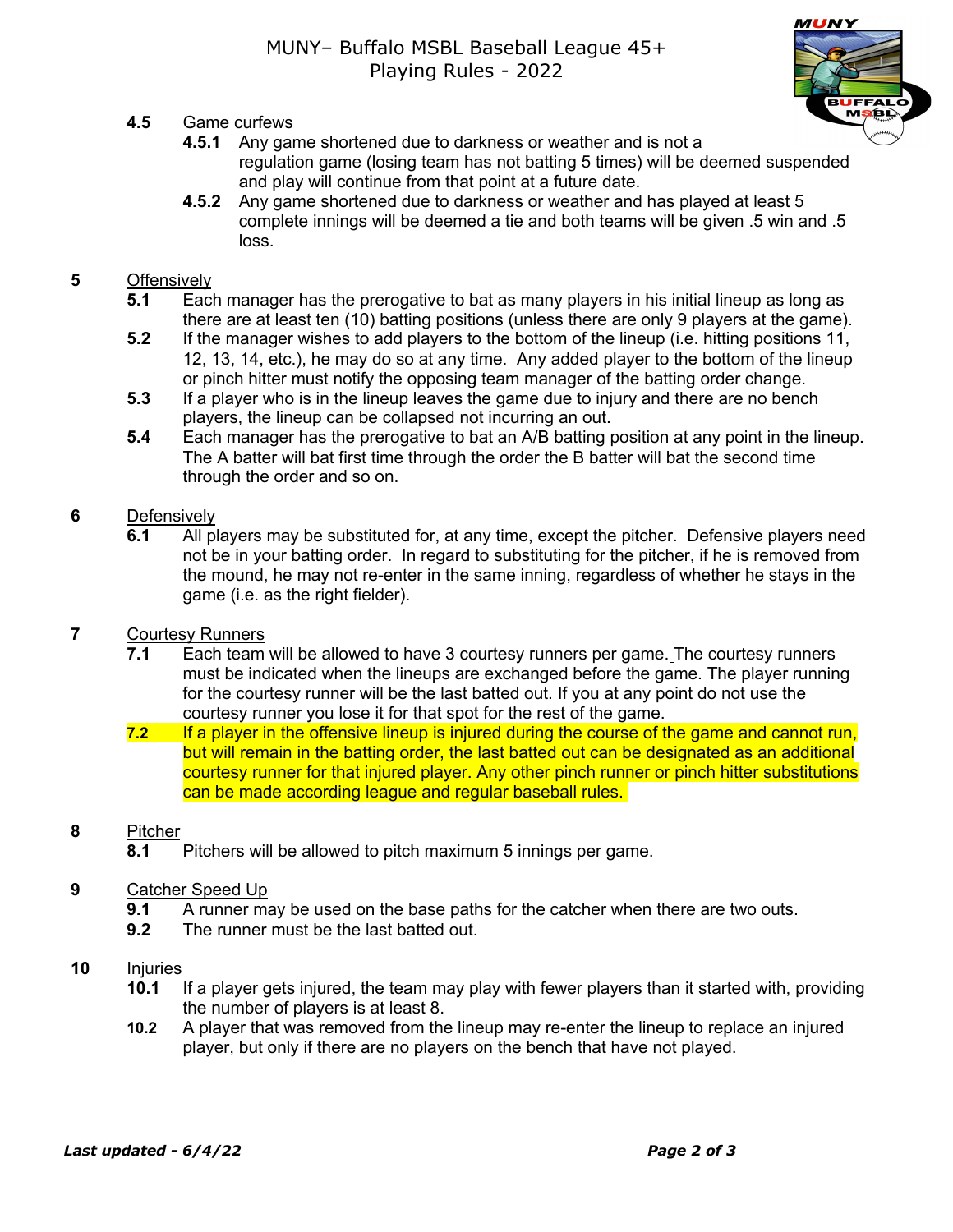- **4.5** Game curfews
  - **4.5.1** Any game shortened due to darkness or weather and is not a regulation game (losing team has not batting 5 times) will be deemed suspended and play will continue from that point at a future date.
  - **4.5.2** Any game shortened due to darkness or weather and has played at least 5 complete innings will be deemed a tie and both teams will be given .5 win and .5 loss.

## 5 Offensively

- **5.1** Each manager has the prerogative to bat as many players in his initial lineup as long as there are at least ten (10) batting positions (unless there are only 9 players at the game).
- **5.2** If the manager wishes to add players to the bottom of the lineup (i.e. hitting positions 11, 12, 13, 14, etc.), he may do so at any time. Any added player to the bottom of the lineup or pinch hitter must notify the opposing team manager of the batting order change.
- **5.3** If a player who is in the lineup leaves the game due to injury and there are no bench players, the lineup can be collapsed not incurring an out.
- **5.4** Each manager has the prerogative to bat an A/B batting position at any point in the lineup. The A batter will bat first time through the order the B batter will bat the second time through the order and so on.

## 6 Defensively

- **6.1** All players may be substituted for, at any time, except the pitcher. Defensive players need not be in your batting order. In regard to substituting for the pitcher, if he is removed from the mound, he may not re-enter in the same inning, regardless of whether he stays in the game (i.e. as the right fielder).

## 7 Courtesy Runners

- **7.1** Each team will be allowed to have 3 courtesy runners per game. The courtesy runners must be indicated when the lineups are exchanged before the game. The player running for the courtesy runner will be the last batted out. If you at any point do not use the courtesy runner you lose it for that spot for the rest of the game.
- **7.2** If a player in the offensive lineup is injured during the course of the game and cannot run, but will remain in the batting order, the last batted out can be designated as an additional courtesy runner for that injured player. Any other pinch runner or pinch hitter substitutions can be made according league and regular baseball rules.

## 8 Pitcher

- **8.1** Pitchers will be allowed to pitch maximum 5 innings per game.

## 9 Catcher Speed Up

- **9.1** A runner may be used on the base paths for the catcher when there are two outs.
- **9.2** The runner must be the last batted out.

## 10 Injuries

- **10.1** If a player gets injured, the team may play with fewer players than it started with, providing the number of players is at least 8.
- **10.2** A player that was removed from the lineup may re-enter the lineup to replace an injured player, but only if there are no players on the bench that have not played.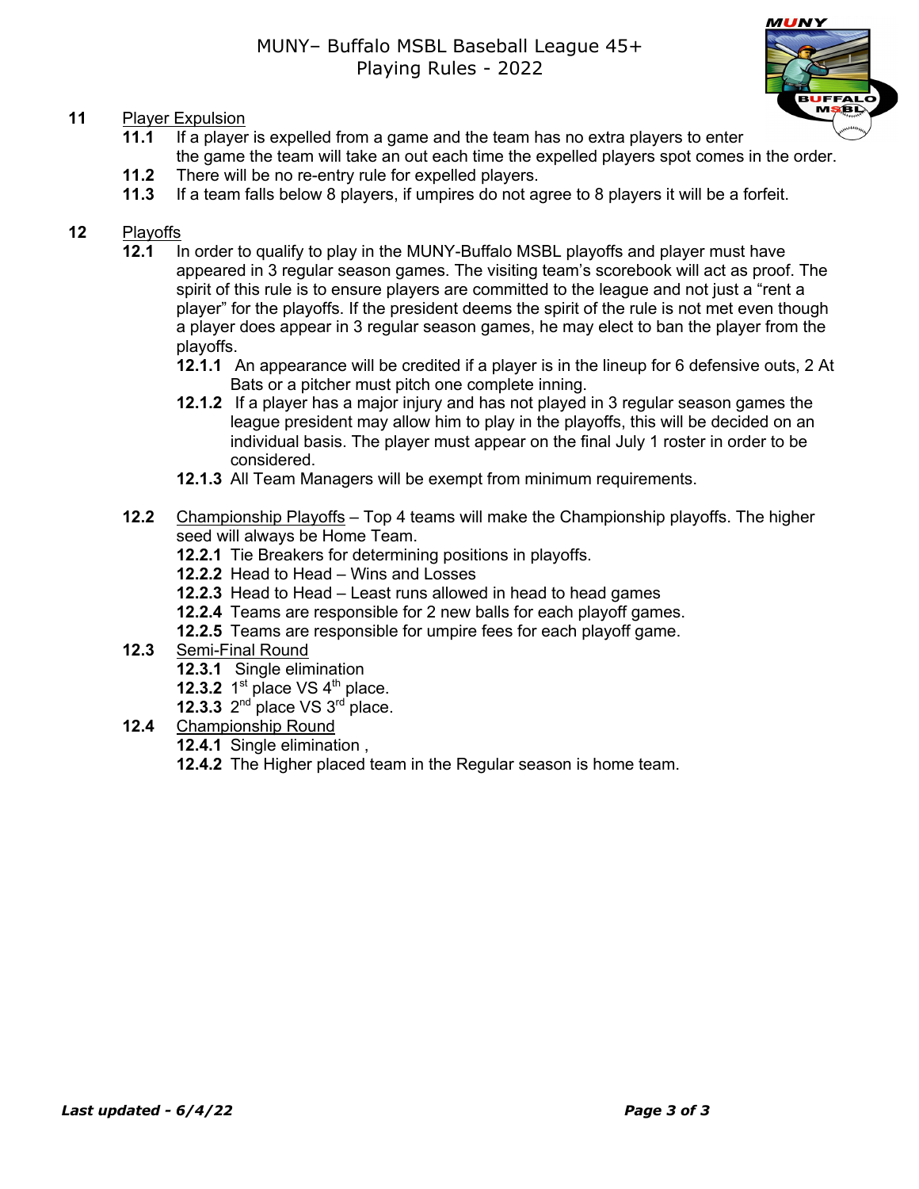## 11 Player Expulsion

**11.1** If a player is expelled from a game and the team has no extra players to enter the game the team will take an out each time the expelled players spot comes in the order.

**11.2** There will be no re-entry rule for expelled players.

**11.3** If a team falls below 8 players, if umpires do not agree to 8 players it will be a forfeit.

## 12 Playoffs

**12.1** In order to qualify to play in the MUNY-Buffalo MSBL playoffs and player must have appeared in 3 regular season games. The visiting team's scorebook will act as proof. The spirit of this rule is to ensure players are committed to the league and not just a "rent a player" for the playoffs. If the president deems the spirit of the rule is not met even though a player does appear in 3 regular season games, he may elect to ban the player from the playoffs.

**12.1.1** An appearance will be credited if a player is in the lineup for 6 defensive outs, 2 At Bats or a pitcher must pitch one complete inning.

**12.1.2** If a player has a major injury and has not played in 3 regular season games the league president may allow him to play in the playoffs, this will be decided on an individual basis. The player must appear on the final July 1 roster in order to be considered.

**12.1.3** All Team Managers will be exempt from minimum requirements.

**12.2** Championship Playoffs – Top 4 teams will make the Championship playoffs. The higher seed will always be Home Team.

**12.2.1** Tie Breakers for determining positions in playoffs.

**12.2.2** Head to Head – Wins and Losses

**12.2.3** Head to Head – Least runs allowed in head to head games

**12.2.4** Teams are responsible for 2 new balls for each playoff games.

**12.2.5** Teams are responsible for umpire fees for each playoff game.

**12.3** Semi-Final Round

**12.3.1** Single elimination

**12.3.2** 1st place VS 4th place.

**12.3.3** 2nd place VS 3rd place.

**12.4** Championship Round

**12.4.1** Single elimination ,

**12.4.2** The Higher placed team in the Regular season is home team.

*Last updated - 6/4/22*